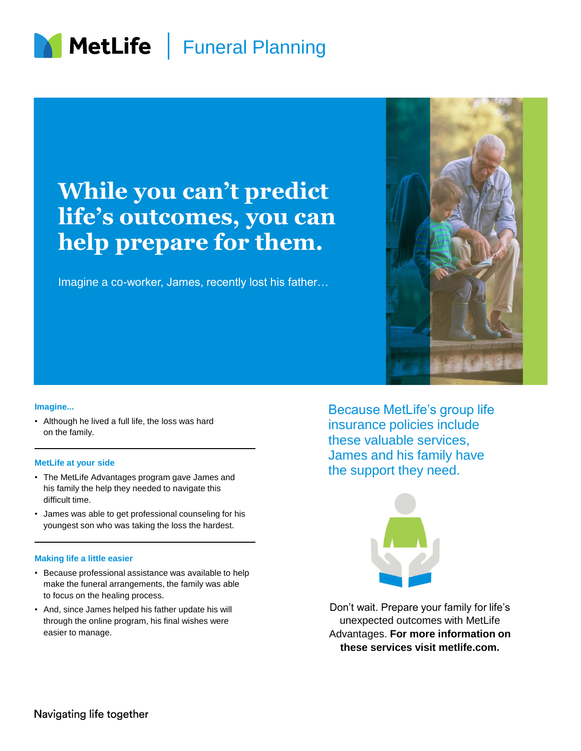MetLife | Funeral Planning

# While you can't predict life's outcomes, you can help prepare for them.

Imagine a co-worker, James, recently lost his father…

### Imagine...

- Although he lived a full life, the loss was hard on the family.

### MetLife at your side

- The MetLife Advantages program gave James and his family the help they needed to navigate this difficult time.
- James was able to get professional counseling for his youngest son who was taking the loss the hardest.

### Making life a little easier

- Because professional assistance was available to help make the funeral arrangements, the family was able to focus on the healing process.
- And, since James helped his father update his will through the online program, his final wishes were easier to manage.

Because MetLife's group life insurance policies include these valuable services, James and his family have the support they need.

Don't wait. Prepare your family for life's unexpected outcomes with MetLife Advantages. **For more information on these services visit metlife.com.**

Navigating life together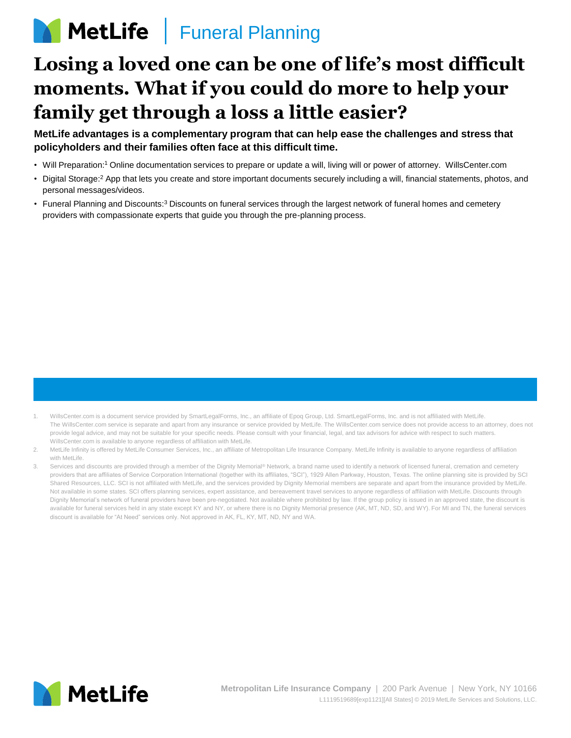# MetLife | Funeral Planning

## Losing a loved one can be one of life's most difficult moments. What if you could do more to help your family get through a loss a little easier?

**MetLife advantages is a complementary program that can help ease the challenges and stress that policyholders and their families often face at this difficult time.**

- Will Preparation:[1] Online documentation services to prepare or update a will, living will or power of attorney. WillsCenter.com
- Digital Storage:[2] App that lets you create and store important documents securely including a will, financial statements, photos, and personal messages/videos.
- Funeral Planning and Discounts:[3] Discounts on funeral services through the largest network of funeral homes and cemetery providers with compassionate experts that guide you through the pre-planning process.

1. WillsCenter.com is a document service provided by SmartLegalForms, Inc., an affiliate of Epoq Group, Ltd. SmartLegalForms, Inc. and is not affiliated with MetLife. The WillsCenter.com service is separate and apart from any insurance or service provided by MetLife. The WillsCenter.com service does not provide access to an attorney, does not provide legal advice, and may not be suitable for your specific needs. Please consult with your financial, legal, and tax advisors for advice with respect to such matters. WillsCenter.com is available to anyone regardless of affiliation with MetLife.
2. MetLife Infinity is offered by MetLife Consumer Services, Inc., an affiliate of Metropolitan Life Insurance Company. MetLife Infinity is available to anyone regardless of affiliation with MetLife.
3. Services and discounts are provided through a member of the Dignity Memorial® Network, a brand name used to identify a network of licensed funeral, cremation and cemetery providers that are affiliates of Service Corporation International (together with its affiliates, "SCI"), 1929 Allen Parkway, Houston, Texas. The online planning site is provided by SCI Shared Resources, LLC. SCI is not affiliated with MetLife, and the services provided by Dignity Memorial members are separate and apart from the insurance provided by MetLife. Not available in some states. SCI offers planning services, expert assistance, and bereavement travel services to anyone regardless of affiliation with MetLife. Discounts through Dignity Memorial's network of funeral providers have been pre-negotiated. Not available where prohibited by law. If the group policy is issued in an approved state, the discount is available for funeral services held in any state except KY and NY, or where there is no Dignity Memorial presence (AK, MT, ND, SD, and WY). For MI and TN, the funeral services discount is available for "At Need" services only. Not approved in AK, FL, KY, MT, ND, NY and WA.

MetLife

**Metropolitan Life Insurance Company** | 200 Park Avenue | New York, NY 10166

L1119519689[exp1121][All States] © 2019 MetLife Services and Solutions, LLC.